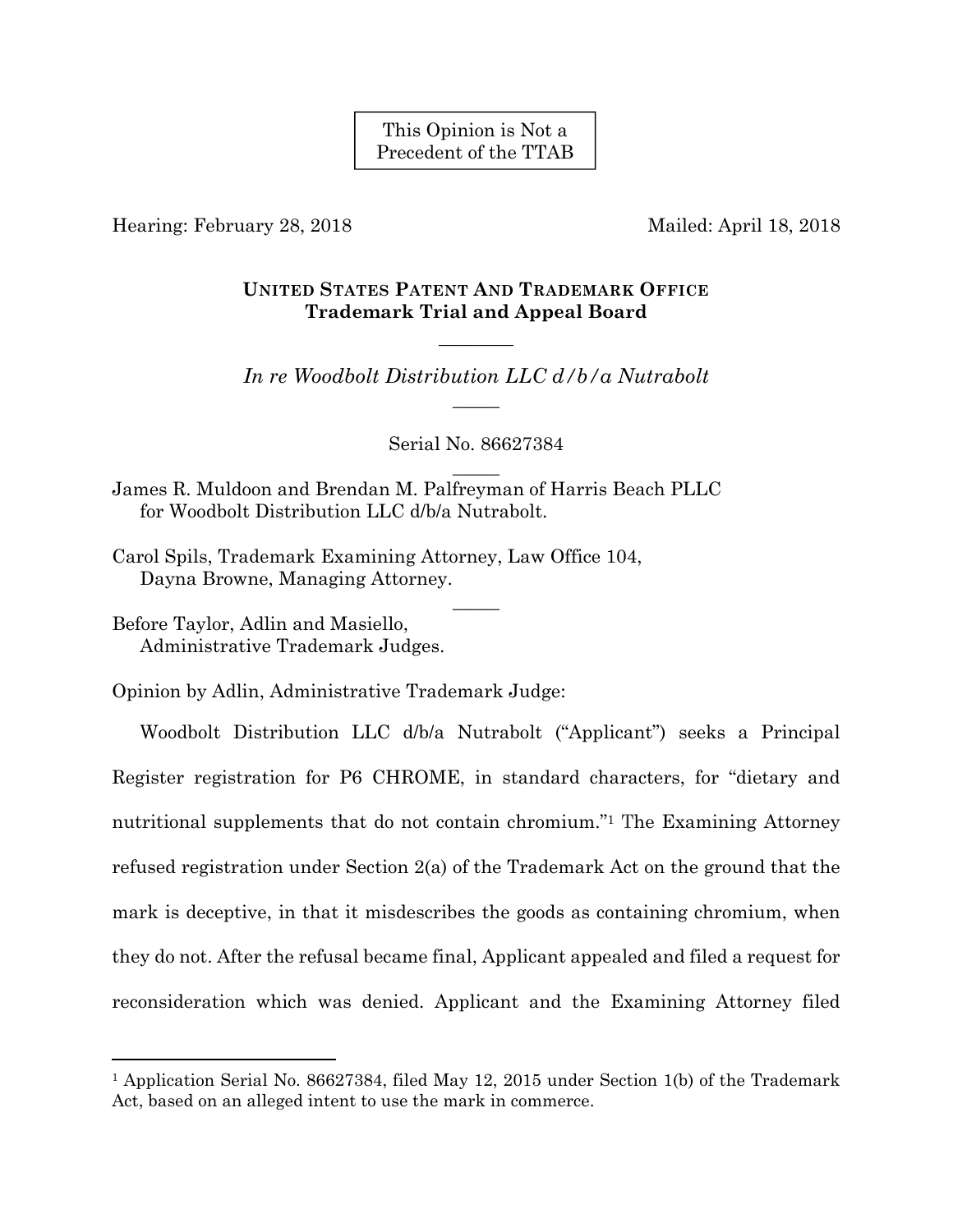This Opinion is Not a Precedent of the TTAB

Hearing: February 28, 2018 Mailed: April 18, 2018

**UNITED STATES PATENT AND TRADEMARK OFFICE**
**Trademark Trial and Appeal Board**

———

*In re Woodbolt Distribution LLC d/b/a Nutrabolt*

———

Serial No. 86627384

———

James R. Muldoon and Brendan M. Palfreyman of Harris Beach PLLC for Woodbolt Distribution LLC d/b/a Nutrabolt.

Carol Spils, Trademark Examining Attorney, Law Office 104, Dayna Browne, Managing Attorney.

———

Before Taylor, Adlin and Masiello, Administrative Trademark Judges.

Opinion by Adlin, Administrative Trademark Judge:

Woodbolt Distribution LLC d/b/a Nutrabolt ("Applicant") seeks a Principal Register registration for P6 CHROME, in standard characters, for "dietary and nutritional supplements that do not contain chromium."[1] The Examining Attorney refused registration under Section 2(a) of the Trademark Act on the ground that the mark is deceptive, in that it misdescribes the goods as containing chromium, when they do not. After the refusal became final, Applicant appealed and filed a request for reconsideration which was denied. Applicant and the Examining Attorney filed

---

[1] Application Serial No. 86627384, filed May 12, 2015 under Section 1(b) of the Trademark Act, based on an alleged intent to use the mark in commerce.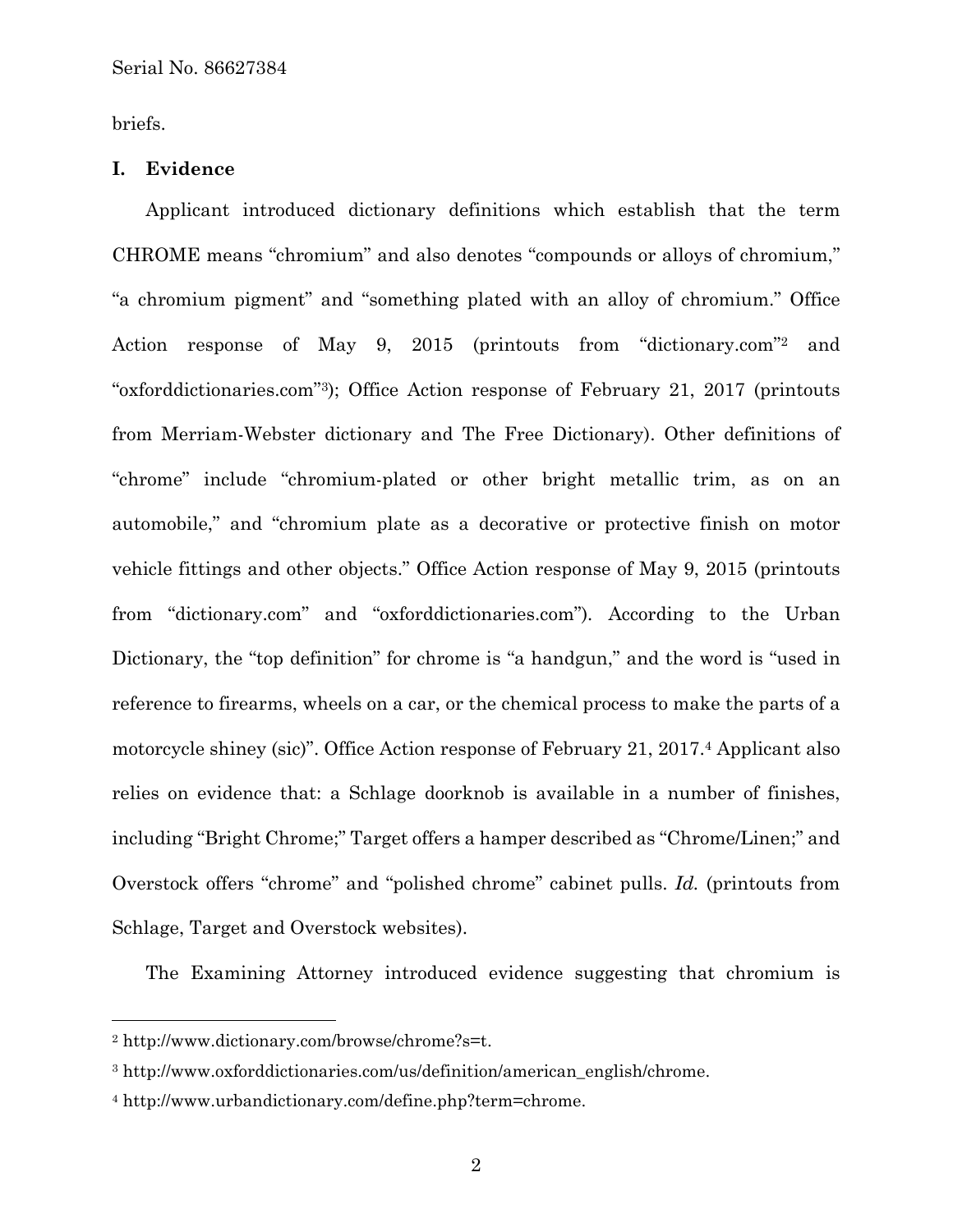briefs.

## I. Evidence

Applicant introduced dictionary definitions which establish that the term CHROME means "chromium" and also denotes "compounds or alloys of chromium," "a chromium pigment" and "something plated with an alloy of chromium." Office Action response of May 9, 2015 (printouts from "dictionary.com"[2] and "oxforddictionaries.com"[3]); Office Action response of February 21, 2017 (printouts from Merriam-Webster dictionary and The Free Dictionary). Other definitions of "chrome" include "chromium-plated or other bright metallic trim, as on an automobile," and "chromium plate as a decorative or protective finish on motor vehicle fittings and other objects." Office Action response of May 9, 2015 (printouts from "dictionary.com" and "oxforddictionaries.com"). According to the Urban Dictionary, the "top definition" for chrome is "a handgun," and the word is "used in reference to firearms, wheels on a car, or the chemical process to make the parts of a motorcycle shiney (sic)". Office Action response of February 21, 2017.[4] Applicant also relies on evidence that: a Schlage doorknob is available in a number of finishes, including "Bright Chrome;" Target offers a hamper described as "Chrome/Linen;" and Overstock offers "chrome" and "polished chrome" cabinet pulls. *Id.* (printouts from Schlage, Target and Overstock websites).

The Examining Attorney introduced evidence suggesting that chromium is

---

[2] http://www.dictionary.com/browse/chrome?s=t.

[3] http://www.oxforddictionaries.com/us/definition/american_english/chrome.

[4] http://www.urbandictionary.com/define.php?term=chrome.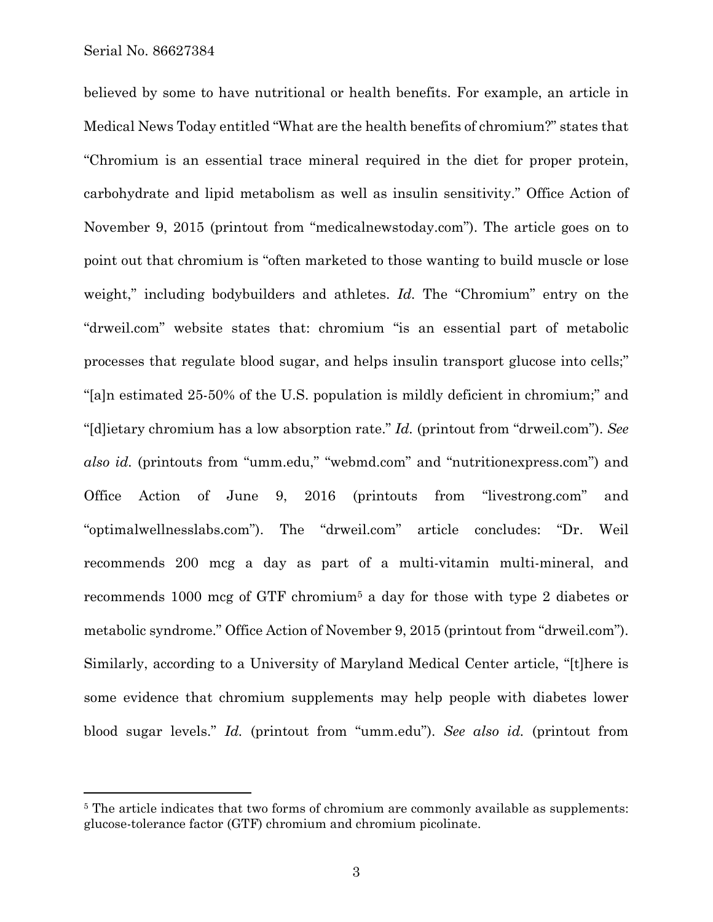believed by some to have nutritional or health benefits. For example, an article in Medical News Today entitled "What are the health benefits of chromium?" states that "Chromium is an essential trace mineral required in the diet for proper protein, carbohydrate and lipid metabolism as well as insulin sensitivity." Office Action of November 9, 2015 (printout from "medicalnewstoday.com"). The article goes on to point out that chromium is "often marketed to those wanting to build muscle or lose weight," including bodybuilders and athletes. *Id.* The "Chromium" entry on the "drweil.com" website states that: chromium "is an essential part of metabolic processes that regulate blood sugar, and helps insulin transport glucose into cells;" "[a]n estimated 25-50% of the U.S. population is mildly deficient in chromium;" and "[d]ietary chromium has a low absorption rate." *Id.* (printout from "drweil.com"). *See also id.* (printouts from "umm.edu," "webmd.com" and "nutritionexpress.com") and Office Action of June 9, 2016 (printouts from "livestrong.com" and "optimalwellnesslabs.com"). The "drweil.com" article concludes: "Dr. Weil recommends 200 mcg a day as part of a multi-vitamin multi-mineral, and recommends 1000 mcg of GTF chromium[5] a day for those with type 2 diabetes or metabolic syndrome." Office Action of November 9, 2015 (printout from "drweil.com"). Similarly, according to a University of Maryland Medical Center article, "[t]here is some evidence that chromium supplements may help people with diabetes lower blood sugar levels." *Id.* (printout from "umm.edu"). *See also id.* (printout from

[5] The article indicates that two forms of chromium are commonly available as supplements: glucose-tolerance factor (GTF) chromium and chromium picolinate.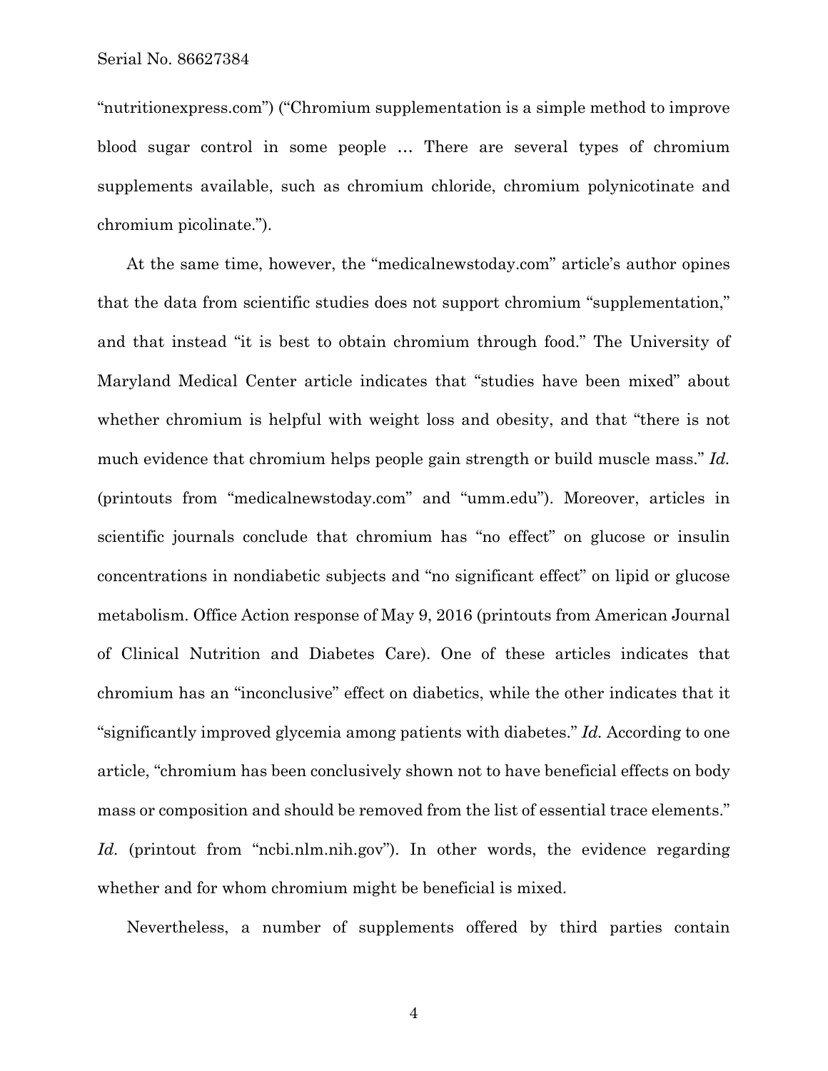"nutritionexpress.com") ("Chromium supplementation is a simple method to improve blood sugar control in some people … There are several types of chromium supplements available, such as chromium chloride, chromium polynicotinate and chromium picolinate.").

At the same time, however, the "medicalnewstoday.com" article's author opines that the data from scientific studies does not support chromium "supplementation," and that instead "it is best to obtain chromium through food." The University of Maryland Medical Center article indicates that "studies have been mixed" about whether chromium is helpful with weight loss and obesity, and that "there is not much evidence that chromium helps people gain strength or build muscle mass." *Id.* (printouts from "medicalnewstoday.com" and "umm.edu"). Moreover, articles in scientific journals conclude that chromium has "no effect" on glucose or insulin concentrations in nondiabetic subjects and "no significant effect" on lipid or glucose metabolism. Office Action response of May 9, 2016 (printouts from American Journal of Clinical Nutrition and Diabetes Care). One of these articles indicates that chromium has an "inconclusive" effect on diabetics, while the other indicates that it "significantly improved glycemia among patients with diabetes." *Id.* According to one article, "chromium has been conclusively shown not to have beneficial effects on body mass or composition and should be removed from the list of essential trace elements." *Id.* (printout from "ncbi.nlm.nih.gov"). In other words, the evidence regarding whether and for whom chromium might be beneficial is mixed.

Nevertheless, a number of supplements offered by third parties contain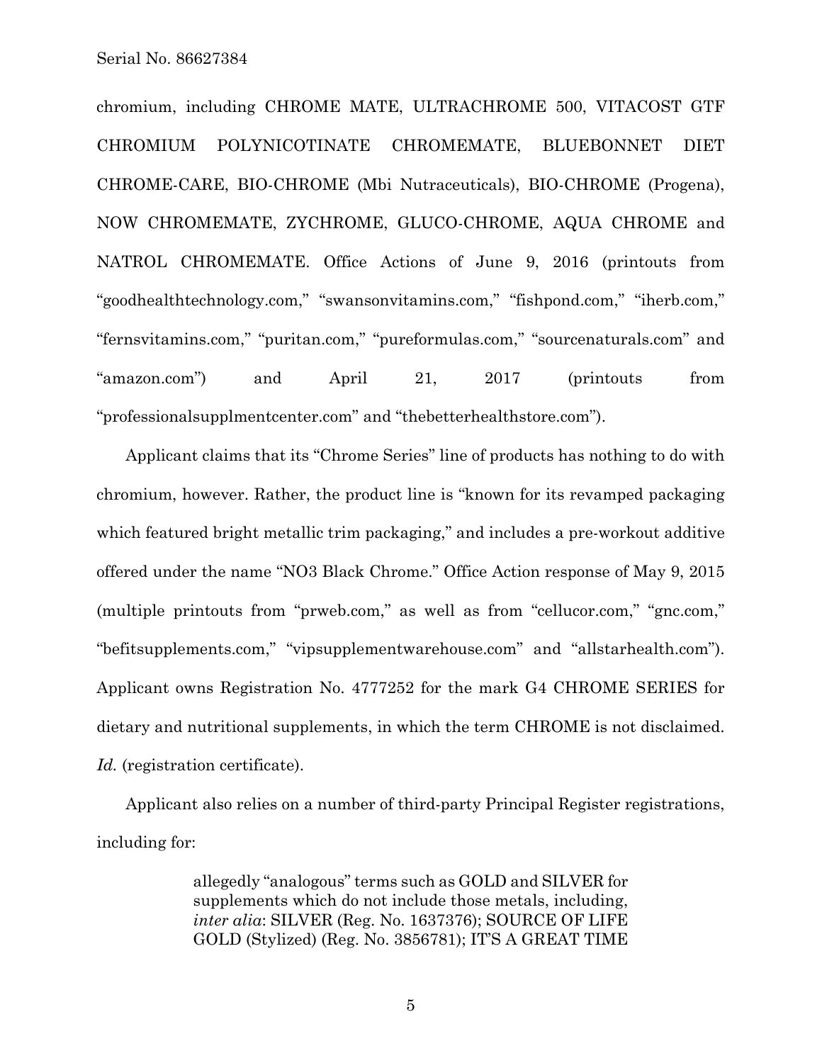chromium, including CHROME MATE, ULTRACHROME 500, VITACOST GTF CHROMIUM POLYNICOTINATE CHROMEMATE, BLUEBONNET DIET CHROME-CARE, BIO-CHROME (Mbi Nutraceuticals), BIO-CHROME (Progena), NOW CHROMEMATE, ZYCHROME, GLUCO-CHROME, AQUA CHROME and NATROL CHROMEMATE. Office Actions of June 9, 2016 (printouts from "goodhealthtechnology.com," "swansonvitamins.com," "fishpond.com," "iherb.com," "fernsvitamins.com," "puritan.com," "pureformulas.com," "sourcenaturals.com" and "amazon.com") and April 21, 2017 (printouts from "professionalsupplmentcenter.com" and "thebetterhealthstore.com").

Applicant claims that its "Chrome Series" line of products has nothing to do with chromium, however. Rather, the product line is "known for its revamped packaging which featured bright metallic trim packaging," and includes a pre-workout additive offered under the name "NO3 Black Chrome." Office Action response of May 9, 2015 (multiple printouts from "prweb.com," as well as from "cellucor.com," "gnc.com," "befitsupplements.com," "vipsupplementwarehouse.com" and "allstarhealth.com"). Applicant owns Registration No. 4777252 for the mark G4 CHROME SERIES for dietary and nutritional supplements, in which the term CHROME is not disclaimed. *Id.* (registration certificate).

Applicant also relies on a number of third-party Principal Register registrations, including for:

> allegedly "analogous" terms such as GOLD and SILVER for supplements which do not include those metals, including, *inter alia*: SILVER (Reg. No. 1637376); SOURCE OF LIFE GOLD (Stylized) (Reg. No. 3856781); IT'S A GREAT TIME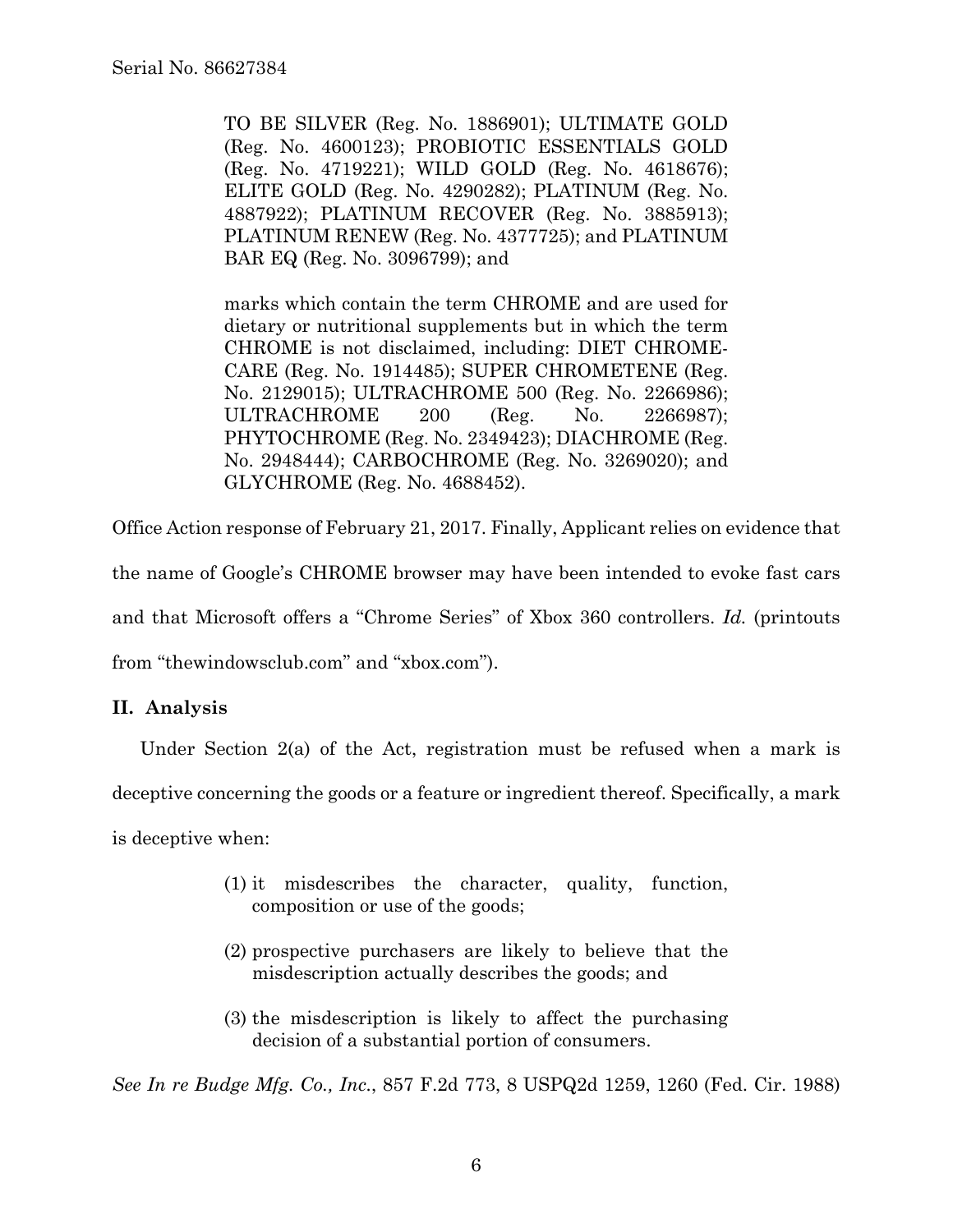> TO BE SILVER (Reg. No. 1886901); ULTIMATE GOLD (Reg. No. 4600123); PROBIOTIC ESSENTIALS GOLD (Reg. No. 4719221); WILD GOLD (Reg. No. 4618676); ELITE GOLD (Reg. No. 4290282); PLATINUM (Reg. No. 4887922); PLATINUM RECOVER (Reg. No. 3885913); PLATINUM RENEW (Reg. No. 4377725); and PLATINUM BAR EQ (Reg. No. 3096799); and
>
> marks which contain the term CHROME and are used for dietary or nutritional supplements but in which the term CHROME is not disclaimed, including: DIET CHROME-CARE (Reg. No. 1914485); SUPER CHROMETENE (Reg. No. 2129015); ULTRACHROME 500 (Reg. No. 2266986); ULTRACHROME 200 (Reg. No. 2266987); PHYTOCHROME (Reg. No. 2349423); DIACHROME (Reg. No. 2948444); CARBOCHROME (Reg. No. 3269020); and GLYCHROME (Reg. No. 4688452).

Office Action response of February 21, 2017. Finally, Applicant relies on evidence that the name of Google's CHROME browser may have been intended to evoke fast cars and that Microsoft offers a "Chrome Series" of Xbox 360 controllers. *Id.* (printouts from "thewindowsclub.com" and "xbox.com").

## II. Analysis

Under Section 2(a) of the Act, registration must be refused when a mark is deceptive concerning the goods or a feature or ingredient thereof. Specifically, a mark is deceptive when:

> (1) it misdescribes the character, quality, function, composition or use of the goods;
>
> (2) prospective purchasers are likely to believe that the misdescription actually describes the goods; and
>
> (3) the misdescription is likely to affect the purchasing decision of a substantial portion of consumers.

*See In re Budge Mfg. Co., Inc.*, 857 F.2d 773, 8 USPQ2d 1259, 1260 (Fed. Cir. 1988)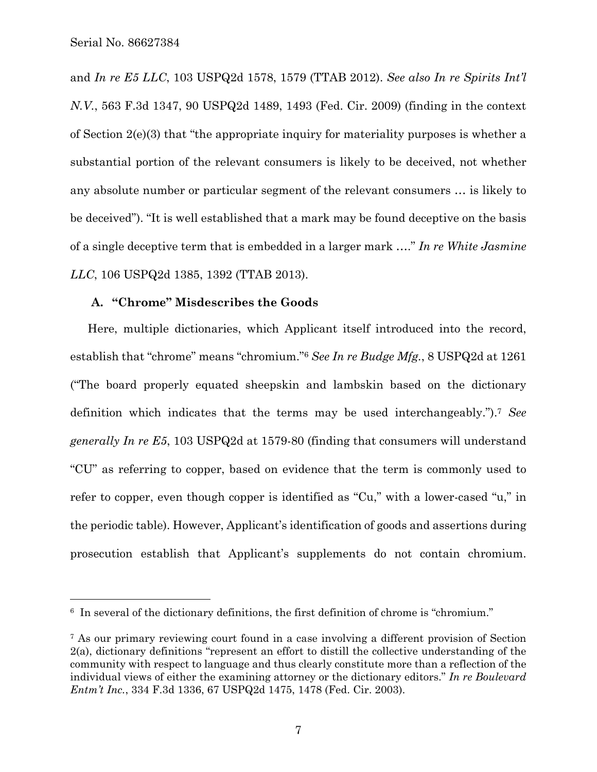and *In re E5 LLC*, 103 USPQ2d 1578, 1579 (TTAB 2012). *See also In re Spirits Int'l N.V.*, 563 F.3d 1347, 90 USPQ2d 1489, 1493 (Fed. Cir. 2009) (finding in the context of Section 2(e)(3) that "the appropriate inquiry for materiality purposes is whether a substantial portion of the relevant consumers is likely to be deceived, not whether any absolute number or particular segment of the relevant consumers … is likely to be deceived"). "It is well established that a mark may be found deceptive on the basis of a single deceptive term that is embedded in a larger mark …." *In re White Jasmine LLC*, 106 USPQ2d 1385, 1392 (TTAB 2013).

### A. "Chrome" Misdescribes the Goods

Here, multiple dictionaries, which Applicant itself introduced into the record, establish that "chrome" means "chromium."[6] *See In re Budge Mfg.*, 8 USPQ2d at 1261 ("The board properly equated sheepskin and lambskin based on the dictionary definition which indicates that the terms may be used interchangeably.").[7] *See generally In re E5*, 103 USPQ2d at 1579-80 (finding that consumers will understand "CU" as referring to copper, based on evidence that the term is commonly used to refer to copper, even though copper is identified as "Cu," with a lower-cased "u," in the periodic table). However, Applicant's identification of goods and assertions during prosecution establish that Applicant's supplements do not contain chromium.

---

[6] In several of the dictionary definitions, the first definition of chrome is "chromium."

[7] As our primary reviewing court found in a case involving a different provision of Section 2(a), dictionary definitions "represent an effort to distill the collective understanding of the community with respect to language and thus clearly constitute more than a reflection of the individual views of either the examining attorney or the dictionary editors." *In re Boulevard Entm't Inc.*, 334 F.3d 1336, 67 USPQ2d 1475, 1478 (Fed. Cir. 2003).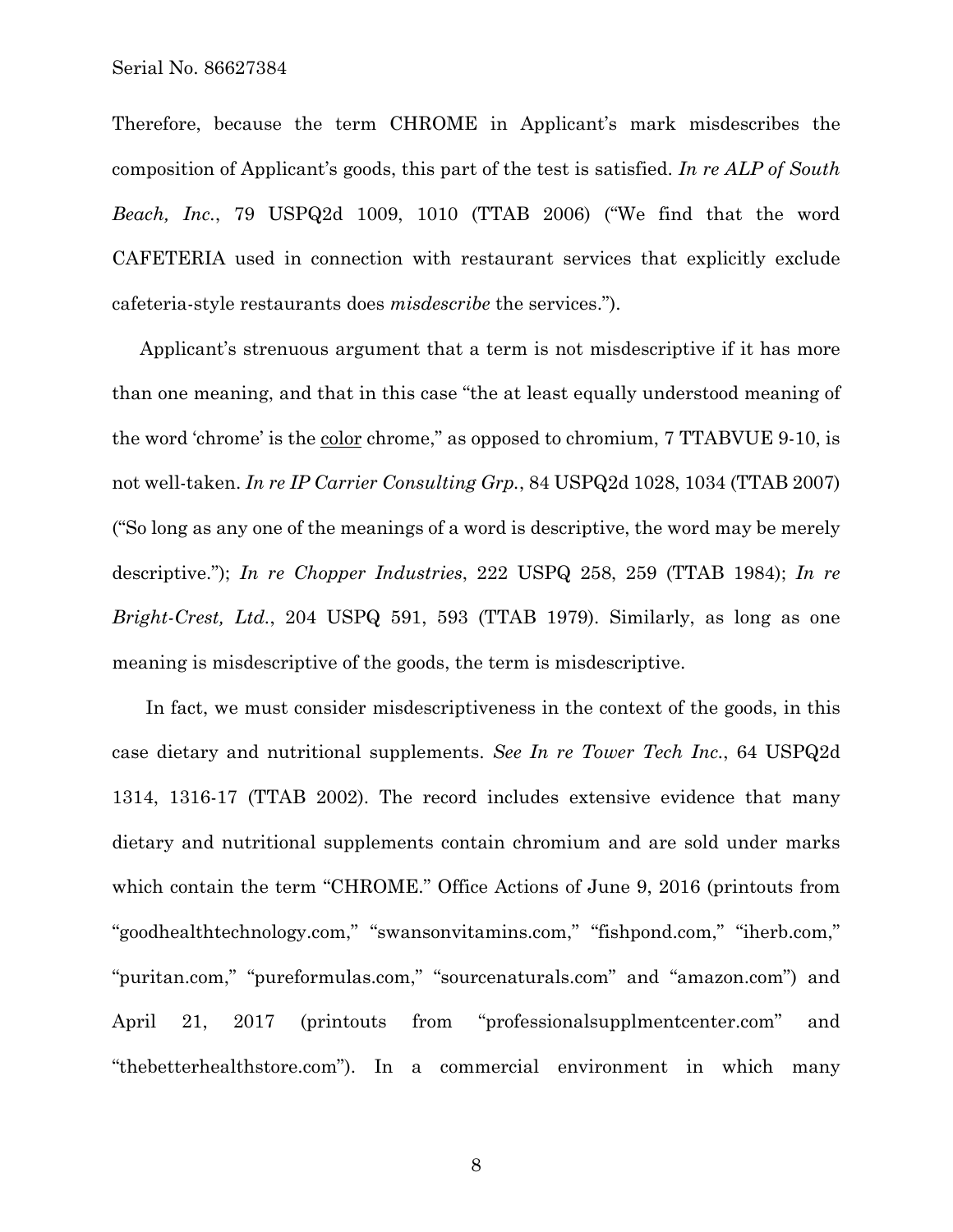Therefore, because the term CHROME in Applicant's mark misdescribes the composition of Applicant's goods, this part of the test is satisfied. *In re ALP of South Beach, Inc.*, 79 USPQ2d 1009, 1010 (TTAB 2006) ("We find that the word CAFETERIA used in connection with restaurant services that explicitly exclude cafeteria-style restaurants does *misdescribe* the services.").

Applicant's strenuous argument that a term is not misdescriptive if it has more than one meaning, and that in this case "the at least equally understood meaning of the word 'chrome' is the <u>color</u> chrome," as opposed to chromium, 7 TTABVUE 9-10, is not well-taken. *In re IP Carrier Consulting Grp.*, 84 USPQ2d 1028, 1034 (TTAB 2007) ("So long as any one of the meanings of a word is descriptive, the word may be merely descriptive."); *In re Chopper Industries*, 222 USPQ 258, 259 (TTAB 1984); *In re Bright-Crest, Ltd.*, 204 USPQ 591, 593 (TTAB 1979). Similarly, as long as one meaning is misdescriptive of the goods, the term is misdescriptive.

In fact, we must consider misdescriptiveness in the context of the goods, in this case dietary and nutritional supplements. *See In re Tower Tech Inc.*, 64 USPQ2d 1314, 1316-17 (TTAB 2002). The record includes extensive evidence that many dietary and nutritional supplements contain chromium and are sold under marks which contain the term "CHROME." Office Actions of June 9, 2016 (printouts from "goodhealthtechnology.com," "swansonvitamins.com," "fishpond.com," "iherb.com," "puritan.com," "pureformulas.com," "sourcenaturals.com" and "amazon.com") and April 21, 2017 (printouts from "professionalsupplmentcenter.com" and "thebetterhealthstore.com"). In a commercial environment in which many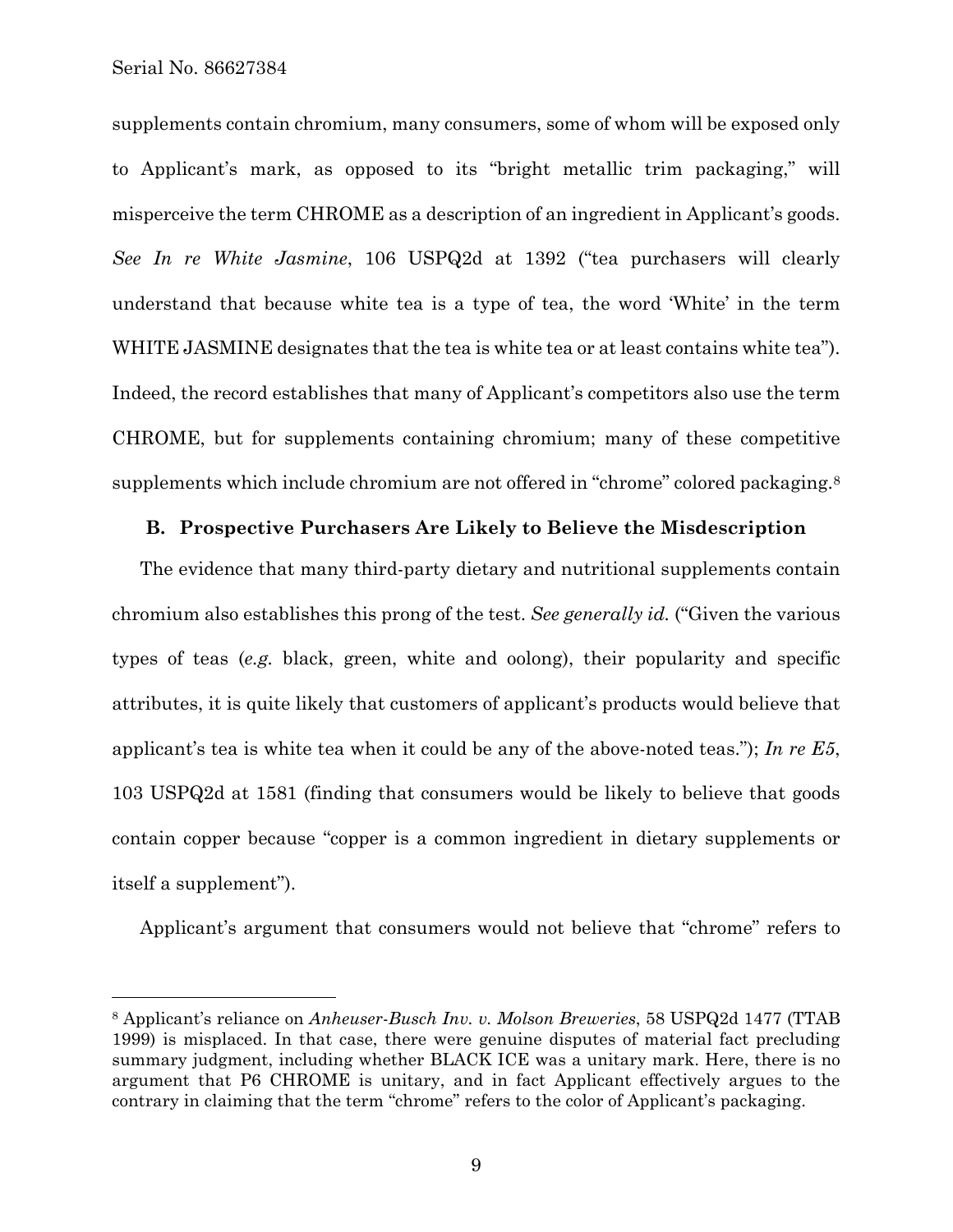supplements contain chromium, many consumers, some of whom will be exposed only to Applicant's mark, as opposed to its "bright metallic trim packaging," will misperceive the term CHROME as a description of an ingredient in Applicant's goods. *See In re White Jasmine*, 106 USPQ2d at 1392 ("tea purchasers will clearly understand that because white tea is a type of tea, the word 'White' in the term WHITE JASMINE designates that the tea is white tea or at least contains white tea"). Indeed, the record establishes that many of Applicant's competitors also use the term CHROME, but for supplements containing chromium; many of these competitive supplements which include chromium are not offered in "chrome" colored packaging.[8]

### B. Prospective Purchasers Are Likely to Believe the Misdescription

The evidence that many third-party dietary and nutritional supplements contain chromium also establishes this prong of the test. *See generally id.* ("Given the various types of teas (*e.g.* black, green, white and oolong), their popularity and specific attributes, it is quite likely that customers of applicant's products would believe that applicant's tea is white tea when it could be any of the above-noted teas."); *In re E5*, 103 USPQ2d at 1581 (finding that consumers would be likely to believe that goods contain copper because "copper is a common ingredient in dietary supplements or itself a supplement").

Applicant's argument that consumers would not believe that "chrome" refers to

[8] Applicant's reliance on *Anheuser-Busch Inv. v. Molson Breweries*, 58 USPQ2d 1477 (TTAB 1999) is misplaced. In that case, there were genuine disputes of material fact precluding summary judgment, including whether BLACK ICE was a unitary mark. Here, there is no argument that P6 CHROME is unitary, and in fact Applicant effectively argues to the contrary in claiming that the term "chrome" refers to the color of Applicant's packaging.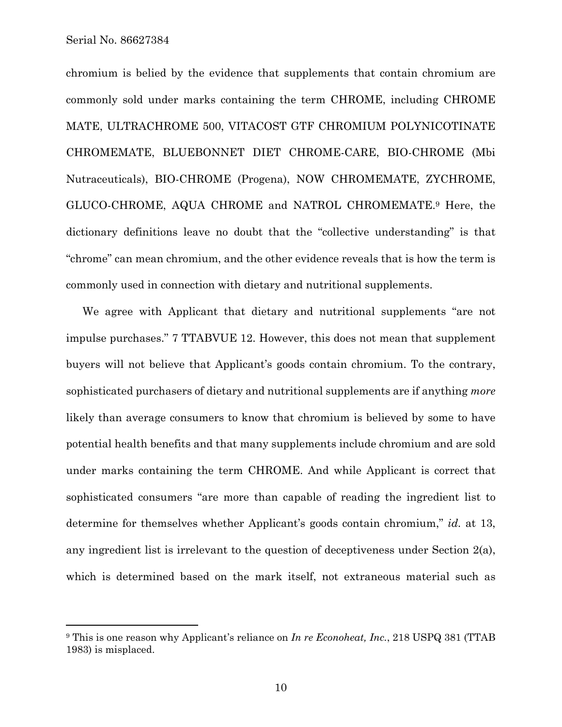chromium is belied by the evidence that supplements that contain chromium are commonly sold under marks containing the term CHROME, including CHROME MATE, ULTRACHROME 500, VITACOST GTF CHROMIUM POLYNICOTINATE CHROMEMATE, BLUEBONNET DIET CHROME-CARE, BIO-CHROME (Mbi Nutraceuticals), BIO-CHROME (Progena), NOW CHROMEMATE, ZYCHROME, GLUCO-CHROME, AQUA CHROME and NATROL CHROMEMATE.[9] Here, the dictionary definitions leave no doubt that the "collective understanding" is that "chrome" can mean chromium, and the other evidence reveals that is how the term is commonly used in connection with dietary and nutritional supplements.

We agree with Applicant that dietary and nutritional supplements "are not impulse purchases." 7 TTABVUE 12. However, this does not mean that supplement buyers will not believe that Applicant's goods contain chromium. To the contrary, sophisticated purchasers of dietary and nutritional supplements are if anything *more* likely than average consumers to know that chromium is believed by some to have potential health benefits and that many supplements include chromium and are sold under marks containing the term CHROME. And while Applicant is correct that sophisticated consumers "are more than capable of reading the ingredient list to determine for themselves whether Applicant's goods contain chromium," *id.* at 13, any ingredient list is irrelevant to the question of deceptiveness under Section 2(a), which is determined based on the mark itself, not extraneous material such as

---

[9] This is one reason why Applicant's reliance on *In re Econoheat, Inc.*, 218 USPQ 381 (TTAB 1983) is misplaced.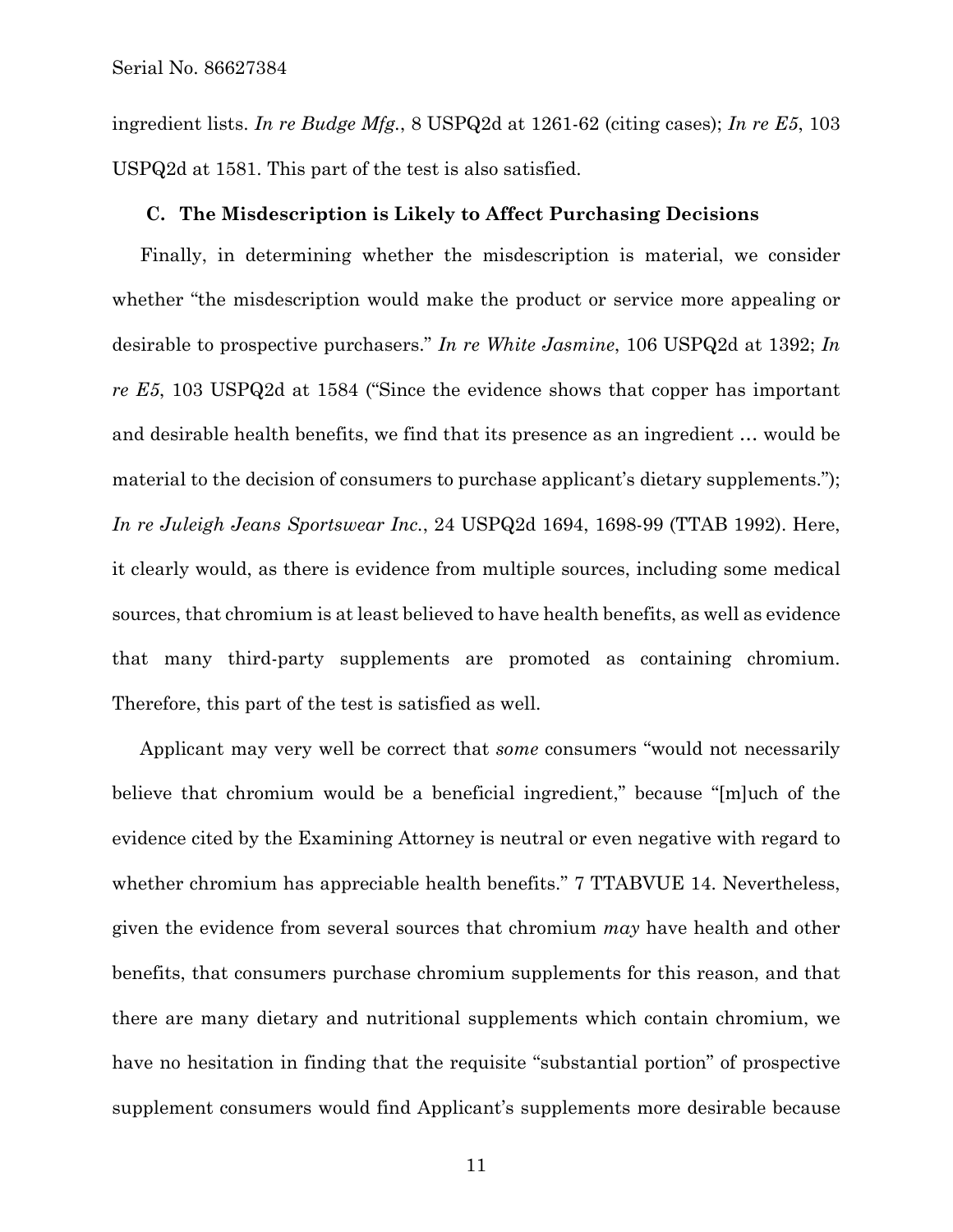ingredient lists. *In re Budge Mfg.*, 8 USPQ2d at 1261-62 (citing cases); *In re E5*, 103 USPQ2d at 1581. This part of the test is also satisfied.

### C. The Misdescription is Likely to Affect Purchasing Decisions

Finally, in determining whether the misdescription is material, we consider whether "the misdescription would make the product or service more appealing or desirable to prospective purchasers." *In re White Jasmine*, 106 USPQ2d at 1392; *In re E5*, 103 USPQ2d at 1584 ("Since the evidence shows that copper has important and desirable health benefits, we find that its presence as an ingredient … would be material to the decision of consumers to purchase applicant's dietary supplements."); *In re Juleigh Jeans Sportswear Inc.*, 24 USPQ2d 1694, 1698-99 (TTAB 1992). Here, it clearly would, as there is evidence from multiple sources, including some medical sources, that chromium is at least believed to have health benefits, as well as evidence that many third-party supplements are promoted as containing chromium. Therefore, this part of the test is satisfied as well.

Applicant may very well be correct that *some* consumers "would not necessarily believe that chromium would be a beneficial ingredient," because "[m]uch of the evidence cited by the Examining Attorney is neutral or even negative with regard to whether chromium has appreciable health benefits." 7 TTABVUE 14. Nevertheless, given the evidence from several sources that chromium *may* have health and other benefits, that consumers purchase chromium supplements for this reason, and that there are many dietary and nutritional supplements which contain chromium, we have no hesitation in finding that the requisite "substantial portion" of prospective supplement consumers would find Applicant's supplements more desirable because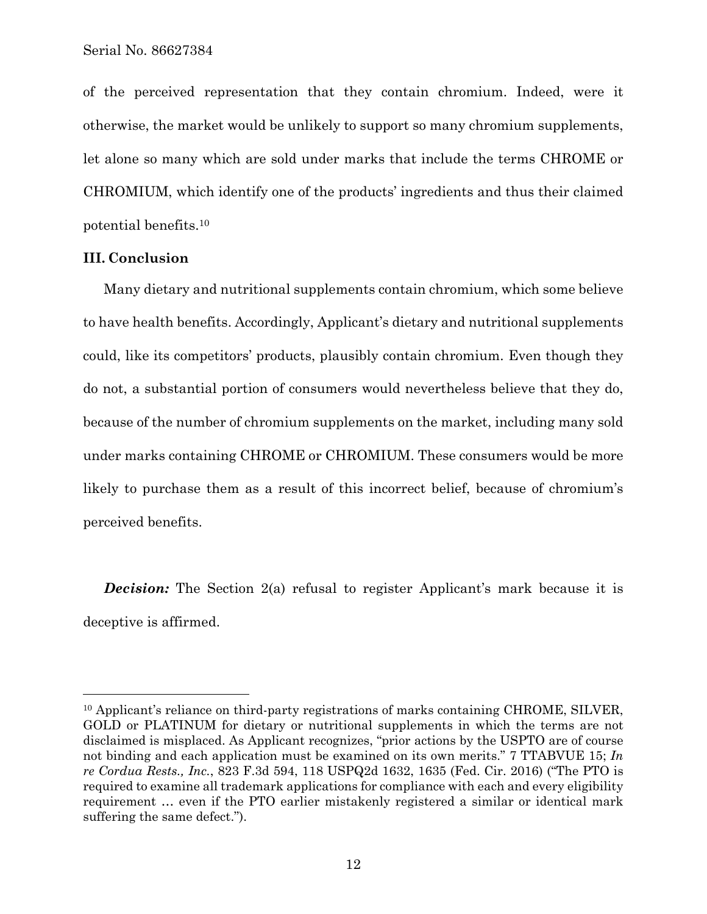of the perceived representation that they contain chromium. Indeed, were it otherwise, the market would be unlikely to support so many chromium supplements, let alone so many which are sold under marks that include the terms CHROME or CHROMIUM, which identify one of the products' ingredients and thus their claimed potential benefits.[10]

## III. Conclusion

Many dietary and nutritional supplements contain chromium, which some believe to have health benefits. Accordingly, Applicant's dietary and nutritional supplements could, like its competitors' products, plausibly contain chromium. Even though they do not, a substantial portion of consumers would nevertheless believe that they do, because of the number of chromium supplements on the market, including many sold under marks containing CHROME or CHROMIUM. These consumers would be more likely to purchase them as a result of this incorrect belief, because of chromium's perceived benefits.

***Decision:*** The Section 2(a) refusal to register Applicant's mark because it is deceptive is affirmed.

---

[10] Applicant's reliance on third-party registrations of marks containing CHROME, SILVER, GOLD or PLATINUM for dietary or nutritional supplements in which the terms are not disclaimed is misplaced. As Applicant recognizes, "prior actions by the USPTO are of course not binding and each application must be examined on its own merits." 7 TTABVUE 15; *In re Cordua Rests., Inc.*, 823 F.3d 594, 118 USPQ2d 1632, 1635 (Fed. Cir. 2016) ("The PTO is required to examine all trademark applications for compliance with each and every eligibility requirement … even if the PTO earlier mistakenly registered a similar or identical mark suffering the same defect.").